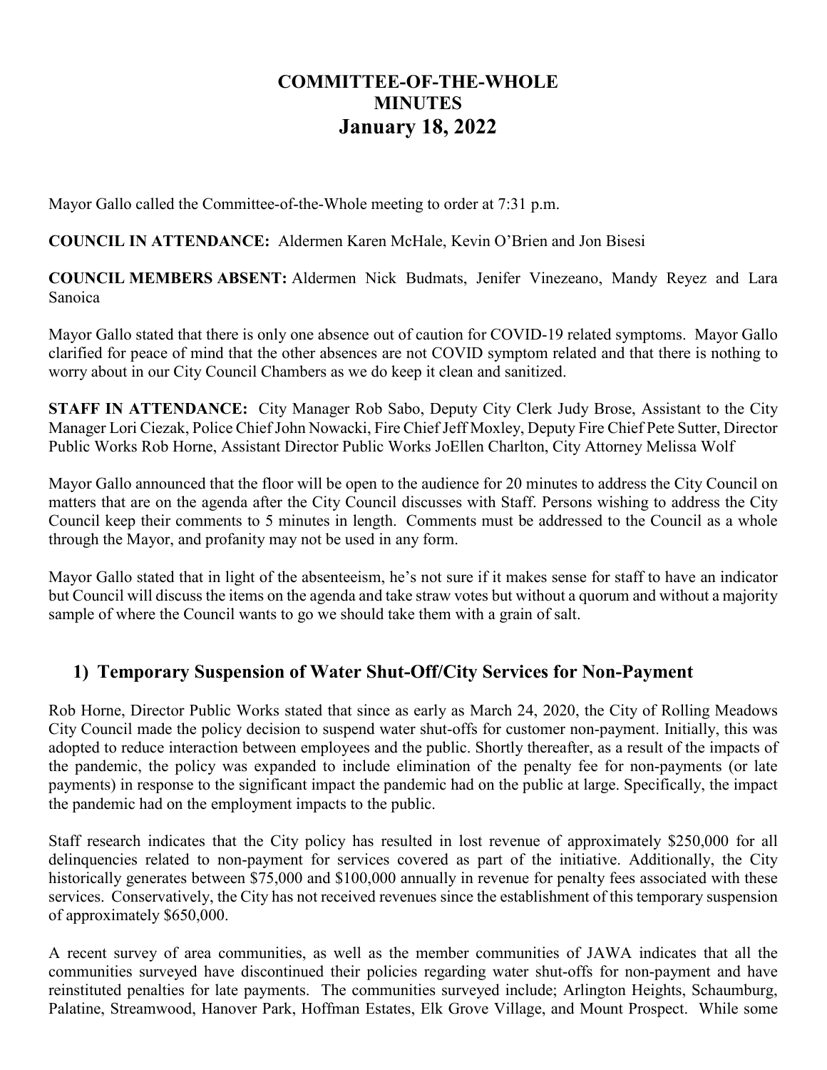# COMMITTEE-OF-THE-WHOLE
# MINUTES
# January 18, 2022

Mayor Gallo called the Committee-of-the-Whole meeting to order at 7:31 p.m.

**COUNCIL IN ATTENDANCE:** Aldermen Karen McHale, Kevin O'Brien and Jon Bisesi

**COUNCIL MEMBERS ABSENT:** Aldermen Nick Budmats, Jenifer Vinezeano, Mandy Reyez and Lara Sanoica

Mayor Gallo stated that there is only one absence out of caution for COVID-19 related symptoms. Mayor Gallo clarified for peace of mind that the other absences are not COVID symptom related and that there is nothing to worry about in our City Council Chambers as we do keep it clean and sanitized.

**STAFF IN ATTENDANCE:** City Manager Rob Sabo, Deputy City Clerk Judy Brose, Assistant to the City Manager Lori Ciezak, Police Chief John Nowacki, Fire Chief Jeff Moxley, Deputy Fire Chief Pete Sutter, Director Public Works Rob Horne, Assistant Director Public Works JoEllen Charlton, City Attorney Melissa Wolf

Mayor Gallo announced that the floor will be open to the audience for 20 minutes to address the City Council on matters that are on the agenda after the City Council discusses with Staff. Persons wishing to address the City Council keep their comments to 5 minutes in length. Comments must be addressed to the Council as a whole through the Mayor, and profanity may not be used in any form.

Mayor Gallo stated that in light of the absenteeism, he's not sure if it makes sense for staff to have an indicator but Council will discuss the items on the agenda and take straw votes but without a quorum and without a majority sample of where the Council wants to go we should take them with a grain of salt.

## 1) Temporary Suspension of Water Shut-Off/City Services for Non-Payment

Rob Horne, Director Public Works stated that since as early as March 24, 2020, the City of Rolling Meadows City Council made the policy decision to suspend water shut-offs for customer non-payment. Initially, this was adopted to reduce interaction between employees and the public. Shortly thereafter, as a result of the impacts of the pandemic, the policy was expanded to include elimination of the penalty fee for non-payments (or late payments) in response to the significant impact the pandemic had on the public at large. Specifically, the impact the pandemic had on the employment impacts to the public.

Staff research indicates that the City policy has resulted in lost revenue of approximately $250,000 for all delinquencies related to non-payment for services covered as part of the initiative. Additionally, the City historically generates between $75,000 and $100,000 annually in revenue for penalty fees associated with these services. Conservatively, the City has not received revenues since the establishment of this temporary suspension of approximately $650,000.

A recent survey of area communities, as well as the member communities of JAWA indicates that all the communities surveyed have discontinued their policies regarding water shut-offs for non-payment and have reinstituted penalties for late payments. The communities surveyed include; Arlington Heights, Schaumburg, Palatine, Streamwood, Hanover Park, Hoffman Estates, Elk Grove Village, and Mount Prospect. While some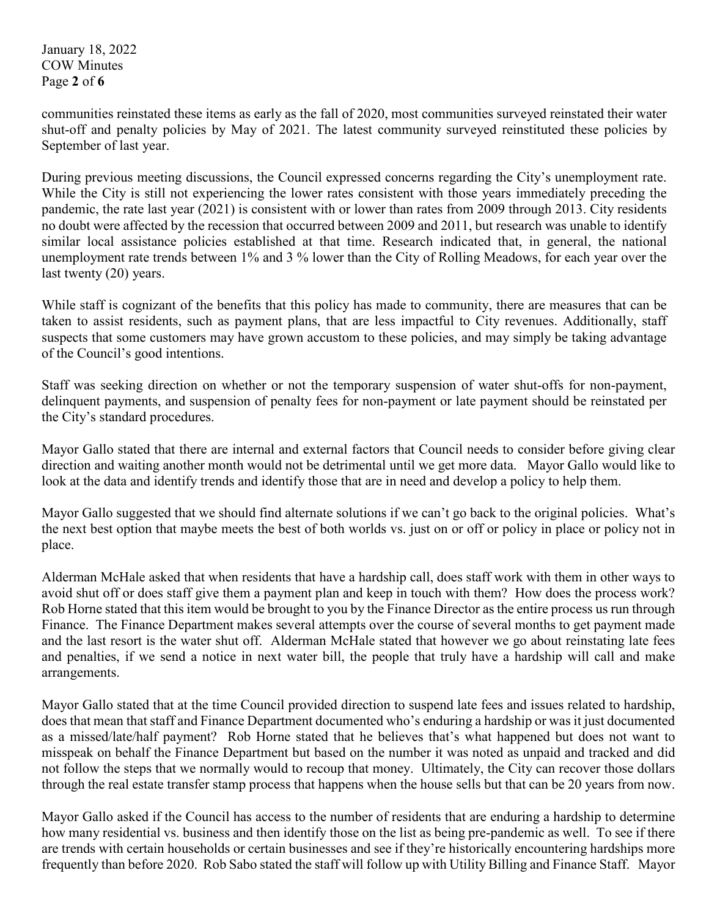communities reinstated these items as early as the fall of 2020, most communities surveyed reinstated their water shut-off and penalty policies by May of 2021. The latest community surveyed reinstituted these policies by September of last year.

During previous meeting discussions, the Council expressed concerns regarding the City's unemployment rate. While the City is still not experiencing the lower rates consistent with those years immediately preceding the pandemic, the rate last year (2021) is consistent with or lower than rates from 2009 through 2013. City residents no doubt were affected by the recession that occurred between 2009 and 2011, but research was unable to identify similar local assistance policies established at that time. Research indicated that, in general, the national unemployment rate trends between 1% and 3 % lower than the City of Rolling Meadows, for each year over the last twenty (20) years.

While staff is cognizant of the benefits that this policy has made to community, there are measures that can be taken to assist residents, such as payment plans, that are less impactful to City revenues. Additionally, staff suspects that some customers may have grown accustom to these policies, and may simply be taking advantage of the Council's good intentions.

Staff was seeking direction on whether or not the temporary suspension of water shut-offs for non-payment, delinquent payments, and suspension of penalty fees for non-payment or late payment should be reinstated per the City's standard procedures.

Mayor Gallo stated that there are internal and external factors that Council needs to consider before giving clear direction and waiting another month would not be detrimental until we get more data. Mayor Gallo would like to look at the data and identify trends and identify those that are in need and develop a policy to help them.

Mayor Gallo suggested that we should find alternate solutions if we can't go back to the original policies. What's the next best option that maybe meets the best of both worlds vs. just on or off or policy in place or policy not in place.

Alderman McHale asked that when residents that have a hardship call, does staff work with them in other ways to avoid shut off or does staff give them a payment plan and keep in touch with them? How does the process work? Rob Horne stated that this item would be brought to you by the Finance Director as the entire process us run through Finance. The Finance Department makes several attempts over the course of several months to get payment made and the last resort is the water shut off. Alderman McHale stated that however we go about reinstating late fees and penalties, if we send a notice in next water bill, the people that truly have a hardship will call and make arrangements.

Mayor Gallo stated that at the time Council provided direction to suspend late fees and issues related to hardship, does that mean that staff and Finance Department documented who's enduring a hardship or was it just documented as a missed/late/half payment? Rob Horne stated that he believes that's what happened but does not want to misspeak on behalf the Finance Department but based on the number it was noted as unpaid and tracked and did not follow the steps that we normally would to recoup that money. Ultimately, the City can recover those dollars through the real estate transfer stamp process that happens when the house sells but that can be 20 years from now.

Mayor Gallo asked if the Council has access to the number of residents that are enduring a hardship to determine how many residential vs. business and then identify those on the list as being pre-pandemic as well. To see if there are trends with certain households or certain businesses and see if they're historically encountering hardships more frequently than before 2020. Rob Sabo stated the staff will follow up with Utility Billing and Finance Staff. Mayor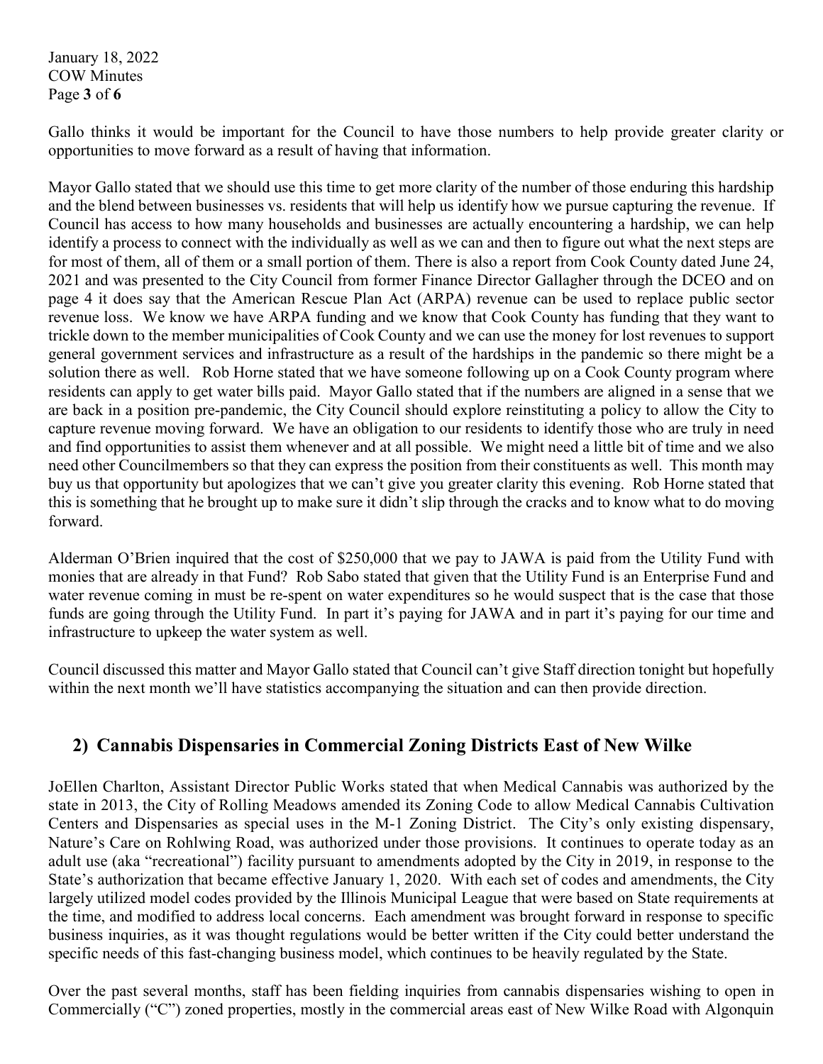Gallo thinks it would be important for the Council to have those numbers to help provide greater clarity or opportunities to move forward as a result of having that information.

Mayor Gallo stated that we should use this time to get more clarity of the number of those enduring this hardship and the blend between businesses vs. residents that will help us identify how we pursue capturing the revenue. If Council has access to how many households and businesses are actually encountering a hardship, we can help identify a process to connect with the individually as well as we can and then to figure out what the next steps are for most of them, all of them or a small portion of them. There is also a report from Cook County dated June 24, 2021 and was presented to the City Council from former Finance Director Gallagher through the DCEO and on page 4 it does say that the American Rescue Plan Act (ARPA) revenue can be used to replace public sector revenue loss. We know we have ARPA funding and we know that Cook County has funding that they want to trickle down to the member municipalities of Cook County and we can use the money for lost revenues to support general government services and infrastructure as a result of the hardships in the pandemic so there might be a solution there as well. Rob Horne stated that we have someone following up on a Cook County program where residents can apply to get water bills paid. Mayor Gallo stated that if the numbers are aligned in a sense that we are back in a position pre-pandemic, the City Council should explore reinstituting a policy to allow the City to capture revenue moving forward. We have an obligation to our residents to identify those who are truly in need and find opportunities to assist them whenever and at all possible. We might need a little bit of time and we also need other Councilmembers so that they can express the position from their constituents as well. This month may buy us that opportunity but apologizes that we can't give you greater clarity this evening. Rob Horne stated that this is something that he brought up to make sure it didn't slip through the cracks and to know what to do moving forward.

Alderman O'Brien inquired that the cost of $250,000 that we pay to JAWA is paid from the Utility Fund with monies that are already in that Fund? Rob Sabo stated that given that the Utility Fund is an Enterprise Fund and water revenue coming in must be re-spent on water expenditures so he would suspect that is the case that those funds are going through the Utility Fund. In part it's paying for JAWA and in part it's paying for our time and infrastructure to upkeep the water system as well.

Council discussed this matter and Mayor Gallo stated that Council can't give Staff direction tonight but hopefully within the next month we'll have statistics accompanying the situation and can then provide direction.

## 2) Cannabis Dispensaries in Commercial Zoning Districts East of New Wilke

JoEllen Charlton, Assistant Director Public Works stated that when Medical Cannabis was authorized by the state in 2013, the City of Rolling Meadows amended its Zoning Code to allow Medical Cannabis Cultivation Centers and Dispensaries as special uses in the M-1 Zoning District. The City's only existing dispensary, Nature's Care on Rohlwing Road, was authorized under those provisions. It continues to operate today as an adult use (aka "recreational") facility pursuant to amendments adopted by the City in 2019, in response to the State's authorization that became effective January 1, 2020. With each set of codes and amendments, the City largely utilized model codes provided by the Illinois Municipal League that were based on State requirements at the time, and modified to address local concerns. Each amendment was brought forward in response to specific business inquiries, as it was thought regulations would be better written if the City could better understand the specific needs of this fast-changing business model, which continues to be heavily regulated by the State.

Over the past several months, staff has been fielding inquiries from cannabis dispensaries wishing to open in Commercially ("C") zoned properties, mostly in the commercial areas east of New Wilke Road with Algonquin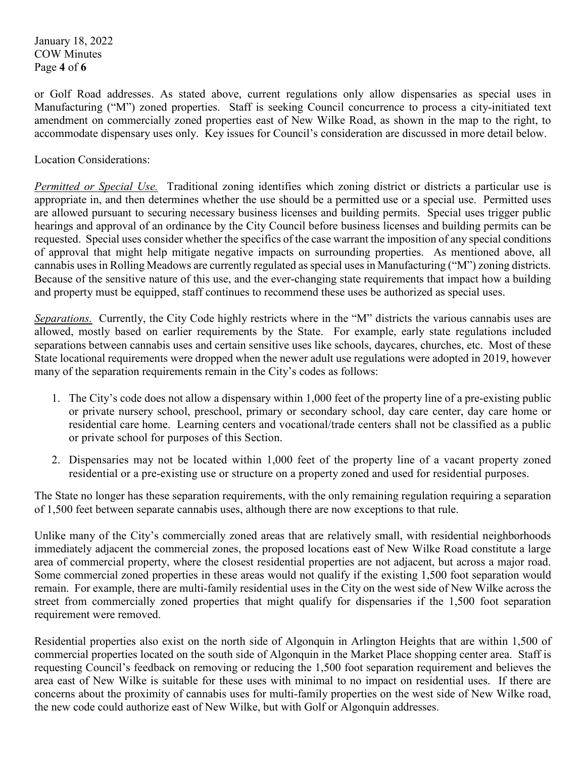or Golf Road addresses. As stated above, current regulations only allow dispensaries as special uses in Manufacturing ("M") zoned properties. Staff is seeking Council concurrence to process a city-initiated text amendment on commercially zoned properties east of New Wilke Road, as shown in the map to the right, to accommodate dispensary uses only. Key issues for Council's consideration are discussed in more detail below.

Location Considerations:

*Permitted or Special Use.* Traditional zoning identifies which zoning district or districts a particular use is appropriate in, and then determines whether the use should be a permitted use or a special use. Permitted uses are allowed pursuant to securing necessary business licenses and building permits. Special uses trigger public hearings and approval of an ordinance by the City Council before business licenses and building permits can be requested. Special uses consider whether the specifics of the case warrant the imposition of any special conditions of approval that might help mitigate negative impacts on surrounding properties. As mentioned above, all cannabis uses in Rolling Meadows are currently regulated as special uses in Manufacturing ("M") zoning districts. Because of the sensitive nature of this use, and the ever-changing state requirements that impact how a building and property must be equipped, staff continues to recommend these uses be authorized as special uses.

*Separations.* Currently, the City Code highly restricts where in the "M" districts the various cannabis uses are allowed, mostly based on earlier requirements by the State. For example, early state regulations included separations between cannabis uses and certain sensitive uses like schools, daycares, churches, etc. Most of these State locational requirements were dropped when the newer adult use regulations were adopted in 2019, however many of the separation requirements remain in the City's codes as follows:

1. The City's code does not allow a dispensary within 1,000 feet of the property line of a pre-existing public or private nursery school, preschool, primary or secondary school, day care center, day care home or residential care home. Learning centers and vocational/trade centers shall not be classified as a public or private school for purposes of this Section.
2. Dispensaries may not be located within 1,000 feet of the property line of a vacant property zoned residential or a pre-existing use or structure on a property zoned and used for residential purposes.

The State no longer has these separation requirements, with the only remaining regulation requiring a separation of 1,500 feet between separate cannabis uses, although there are now exceptions to that rule.

Unlike many of the City's commercially zoned areas that are relatively small, with residential neighborhoods immediately adjacent the commercial zones, the proposed locations east of New Wilke Road constitute a large area of commercial property, where the closest residential properties are not adjacent, but across a major road. Some commercial zoned properties in these areas would not qualify if the existing 1,500 foot separation would remain. For example, there are multi-family residential uses in the City on the west side of New Wilke across the street from commercially zoned properties that might qualify for dispensaries if the 1,500 foot separation requirement were removed.

Residential properties also exist on the north side of Algonquin in Arlington Heights that are within 1,500 of commercial properties located on the south side of Algonquin in the Market Place shopping center area. Staff is requesting Council's feedback on removing or reducing the 1,500 foot separation requirement and believes the area east of New Wilke is suitable for these uses with minimal to no impact on residential uses. If there are concerns about the proximity of cannabis uses for multi-family properties on the west side of New Wilke road, the new code could authorize east of New Wilke, but with Golf or Algonquin addresses.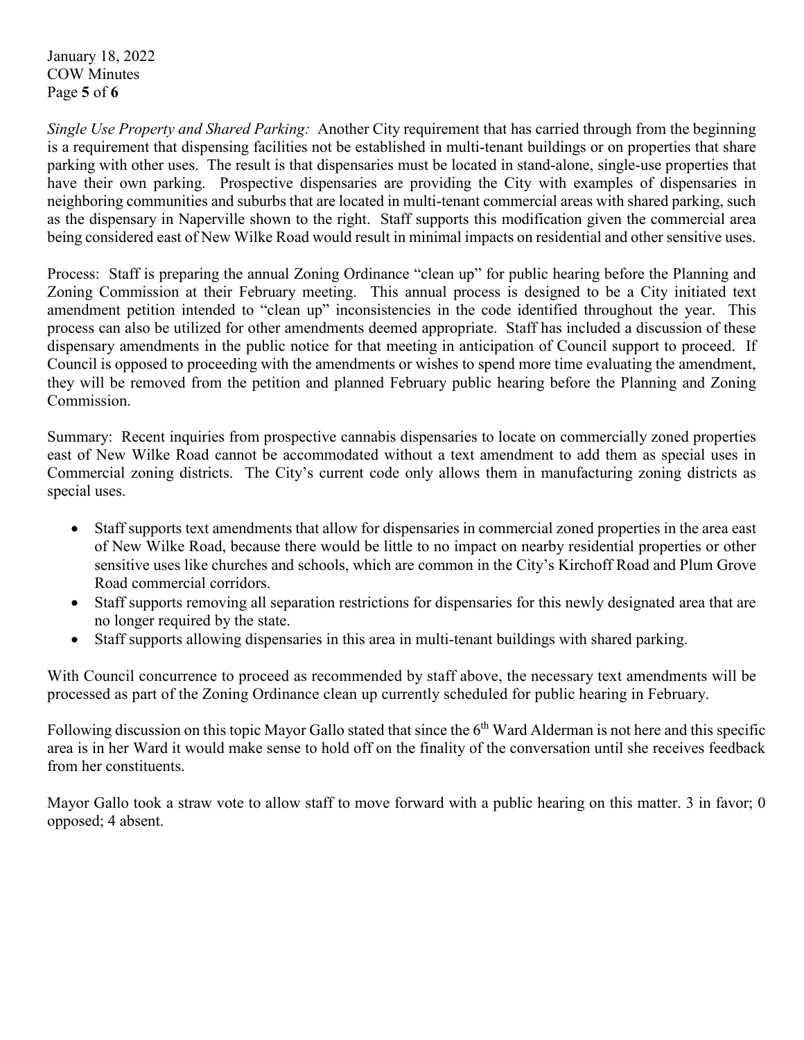*Single Use Property and Shared Parking:* Another City requirement that has carried through from the beginning is a requirement that dispensing facilities not be established in multi-tenant buildings or on properties that share parking with other uses. The result is that dispensaries must be located in stand-alone, single-use properties that have their own parking. Prospective dispensaries are providing the City with examples of dispensaries in neighboring communities and suburbs that are located in multi-tenant commercial areas with shared parking, such as the dispensary in Naperville shown to the right. Staff supports this modification given the commercial area being considered east of New Wilke Road would result in minimal impacts on residential and other sensitive uses.

Process: Staff is preparing the annual Zoning Ordinance "clean up" for public hearing before the Planning and Zoning Commission at their February meeting. This annual process is designed to be a City initiated text amendment petition intended to "clean up" inconsistencies in the code identified throughout the year. This process can also be utilized for other amendments deemed appropriate. Staff has included a discussion of these dispensary amendments in the public notice for that meeting in anticipation of Council support to proceed. If Council is opposed to proceeding with the amendments or wishes to spend more time evaluating the amendment, they will be removed from the petition and planned February public hearing before the Planning and Zoning Commission.

Summary: Recent inquiries from prospective cannabis dispensaries to locate on commercially zoned properties east of New Wilke Road cannot be accommodated without a text amendment to add them as special uses in Commercial zoning districts. The City's current code only allows them in manufacturing zoning districts as special uses.

- Staff supports text amendments that allow for dispensaries in commercial zoned properties in the area east of New Wilke Road, because there would be little to no impact on nearby residential properties or other sensitive uses like churches and schools, which are common in the City's Kirchoff Road and Plum Grove Road commercial corridors.
- Staff supports removing all separation restrictions for dispensaries for this newly designated area that are no longer required by the state.
- Staff supports allowing dispensaries in this area in multi-tenant buildings with shared parking.

With Council concurrence to proceed as recommended by staff above, the necessary text amendments will be processed as part of the Zoning Ordinance clean up currently scheduled for public hearing in February.

Following discussion on this topic Mayor Gallo stated that since the 6th Ward Alderman is not here and this specific area is in her Ward it would make sense to hold off on the finality of the conversation until she receives feedback from her constituents.

Mayor Gallo took a straw vote to allow staff to move forward with a public hearing on this matter. 3 in favor; 0 opposed; 4 absent.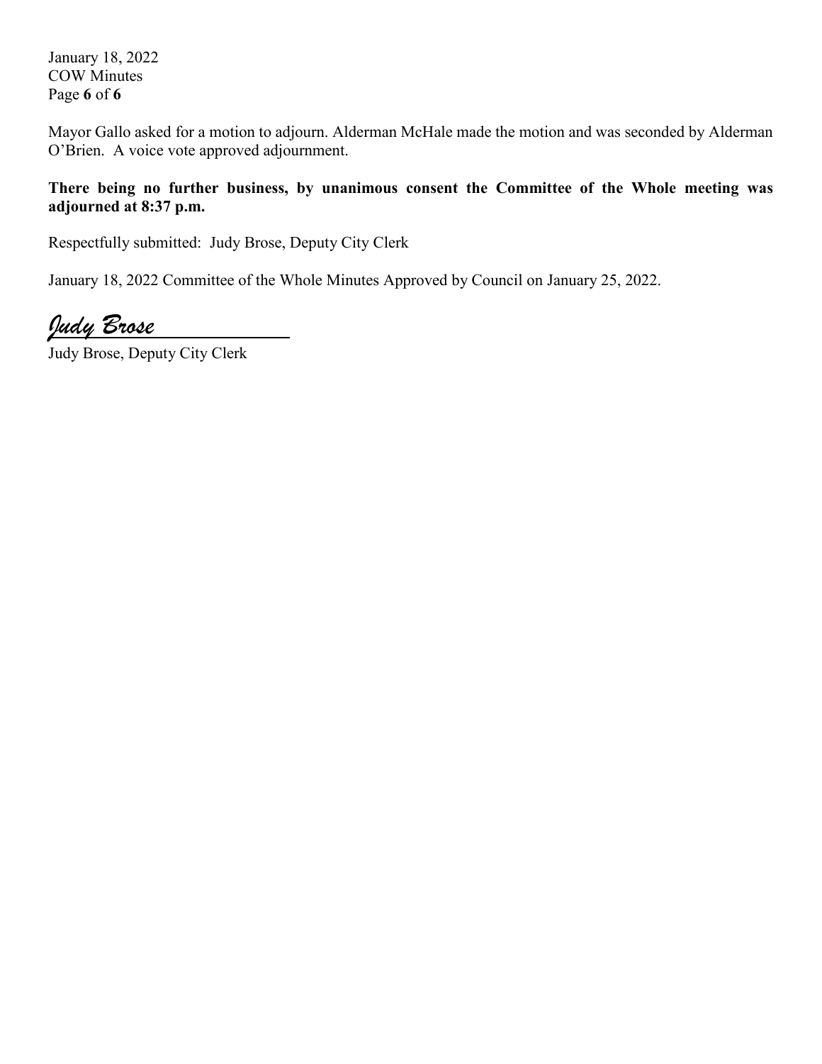Mayor Gallo asked for a motion to adjourn. Alderman McHale made the motion and was seconded by Alderman O'Brien. A voice vote approved adjournment.

**There being no further business, by unanimous consent the Committee of the Whole meeting was adjourned at 8:37 p.m.**

Respectfully submitted: Judy Brose, Deputy City Clerk

January 18, 2022 Committee of the Whole Minutes Approved by Council on January 25, 2022.

*Judy Brose*

Judy Brose, Deputy City Clerk